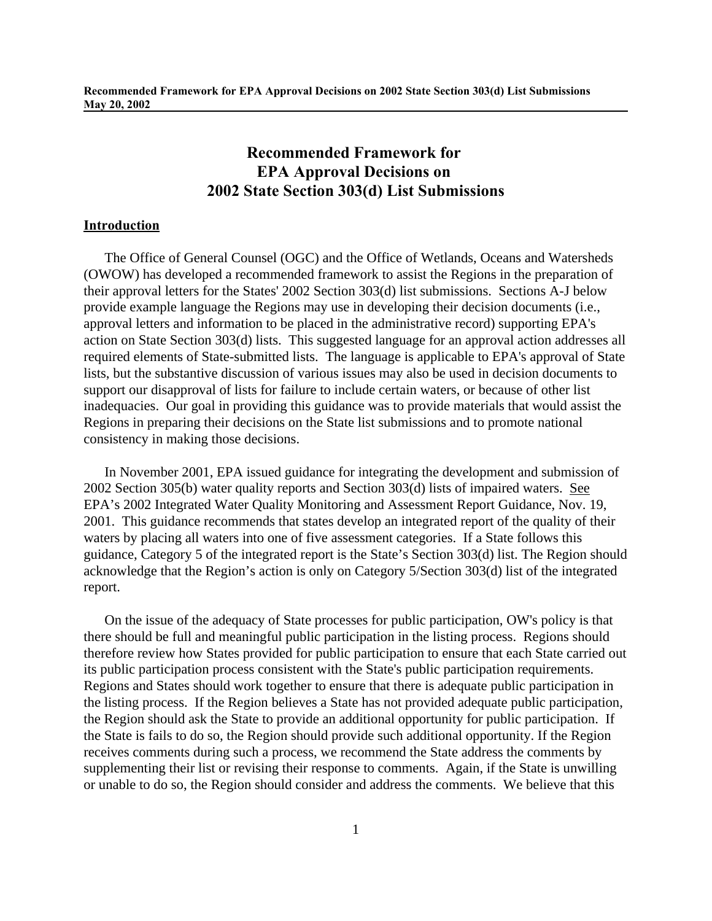# Recommended Framework for EPA Approval Decisions on 2002 State Section 303(d) List Submissions

## Introduction

The Office of General Counsel (OGC) and the Office of Wetlands, Oceans and Watersheds (OWOW) has developed a recommended framework to assist the Regions in the preparation of their approval letters for the States' 2002 Section 303(d) list submissions. Sections A-J below provide example language the Regions may use in developing their decision documents (i.e., approval letters and information to be placed in the administrative record) supporting EPA's action on State Section 303(d) lists. This suggested language for an approval action addresses all required elements of State-submitted lists. The language is applicable to EPA's approval of State lists, but the substantive discussion of various issues may also be used in decision documents to support our disapproval of lists for failure to include certain waters, or because of other list inadequacies. Our goal in providing this guidance was to provide materials that would assist the Regions in preparing their decisions on the State list submissions and to promote national consistency in making those decisions.

In November 2001, EPA issued guidance for integrating the development and submission of 2002 Section 305(b) water quality reports and Section 303(d) lists of impaired waters. See EPA's 2002 Integrated Water Quality Monitoring and Assessment Report Guidance, Nov. 19, 2001. This guidance recommends that states develop an integrated report of the quality of their waters by placing all waters into one of five assessment categories. If a State follows this guidance, Category 5 of the integrated report is the State's Section 303(d) list. The Region should acknowledge that the Region's action is only on Category 5/Section 303(d) list of the integrated report.

On the issue of the adequacy of State processes for public participation, OW's policy is that there should be full and meaningful public participation in the listing process. Regions should therefore review how States provided for public participation to ensure that each State carried out its public participation process consistent with the State's public participation requirements. Regions and States should work together to ensure that there is adequate public participation in the listing process. If the Region believes a State has not provided adequate public participation, the Region should ask the State to provide an additional opportunity for public participation. If the State is fails to do so, the Region should provide such additional opportunity. If the Region receives comments during such a process, we recommend the State address the comments by supplementing their list or revising their response to comments. Again, if the State is unwilling or unable to do so, the Region should consider and address the comments. We believe that this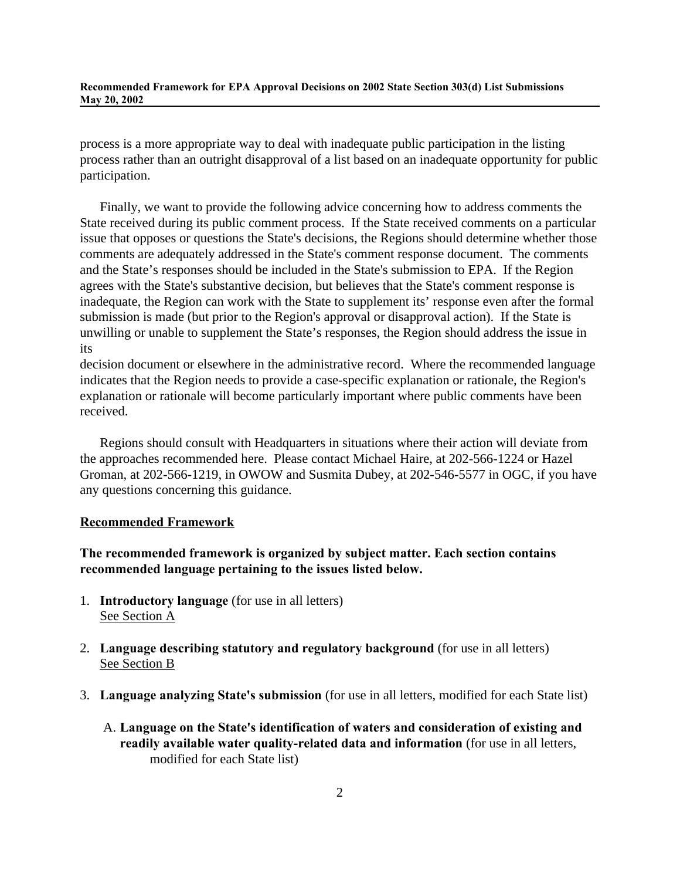process is a more appropriate way to deal with inadequate public participation in the listing process rather than an outright disapproval of a list based on an inadequate opportunity for public participation.

Finally, we want to provide the following advice concerning how to address comments the State received during its public comment process. If the State received comments on a particular issue that opposes or questions the State's decisions, the Regions should determine whether those comments are adequately addressed in the State's comment response document. The comments and the State's responses should be included in the State's submission to EPA. If the Region agrees with the State's substantive decision, but believes that the State's comment response is inadequate, the Region can work with the State to supplement its' response even after the formal submission is made (but prior to the Region's approval or disapproval action). If the State is unwilling or unable to supplement the State's responses, the Region should address the issue in its decision document or elsewhere in the administrative record. Where the recommended language indicates that the Region needs to provide a case-specific explanation or rationale, the Region's explanation or rationale will become particularly important where public comments have been received.

Regions should consult with Headquarters in situations where their action will deviate from the approaches recommended here. Please contact Michael Haire, at 202-566-1224 or Hazel Groman, at 202-566-1219, in OWOW and Susmita Dubey, at 202-546-5577 in OGC, if you have any questions concerning this guidance.

## Recommended Framework

**The recommended framework is organized by subject matter. Each section contains recommended language pertaining to the issues listed below.**

1. **Introductory language** (for use in all letters)
   See Section A

2. **Language describing statutory and regulatory background** (for use in all letters)
   See Section B

3. **Language analyzing State's submission** (for use in all letters, modified for each State list)

   A. **Language on the State's identification of waters and consideration of existing and readily available water quality-related data and information** (for use in all letters, modified for each State list)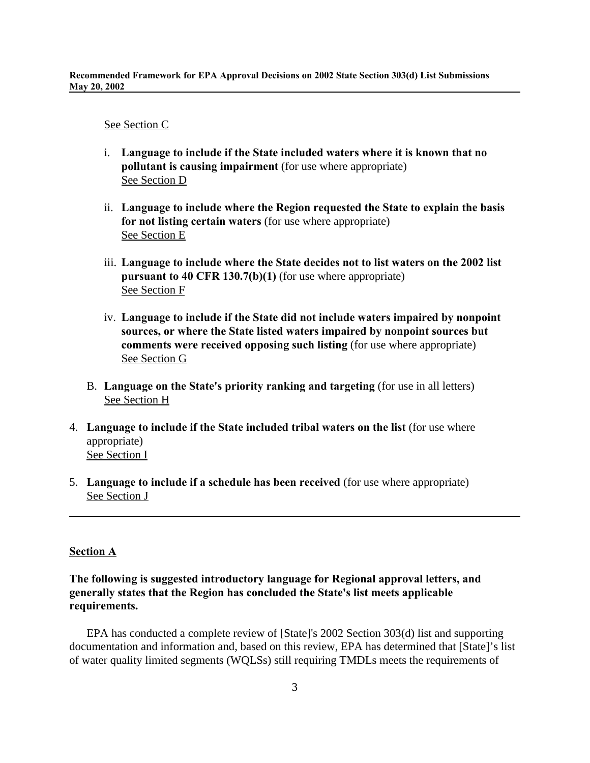See Section C

i. **Language to include if the State included waters where it is known that no pollutant is causing impairment** (for use where appropriate)
See Section D

ii. **Language to include where the Region requested the State to explain the basis for not listing certain waters** (for use where appropriate)
See Section E

iii. **Language to include where the State decides not to list waters on the 2002 list pursuant to 40 CFR 130.7(b)(1)** (for use where appropriate)
See Section F

iv. **Language to include if the State did not include waters impaired by nonpoint sources, or where the State listed waters impaired by nonpoint sources but comments were received opposing such listing** (for use where appropriate)
See Section G

B. **Language on the State's priority ranking and targeting** (for use in all letters)
See Section H

4. **Language to include if the State included tribal waters on the list** (for use where appropriate)
See Section I

5. **Language to include if a schedule has been received** (for use where appropriate)
See Section J

---

## Section A

**The following is suggested introductory language for Regional approval letters, and generally states that the Region has concluded the State's list meets applicable requirements.**

EPA has conducted a complete review of [State]'s 2002 Section 303(d) list and supporting documentation and information and, based on this review, EPA has determined that [State]'s list of water quality limited segments (WQLSs) still requiring TMDLs meets the requirements of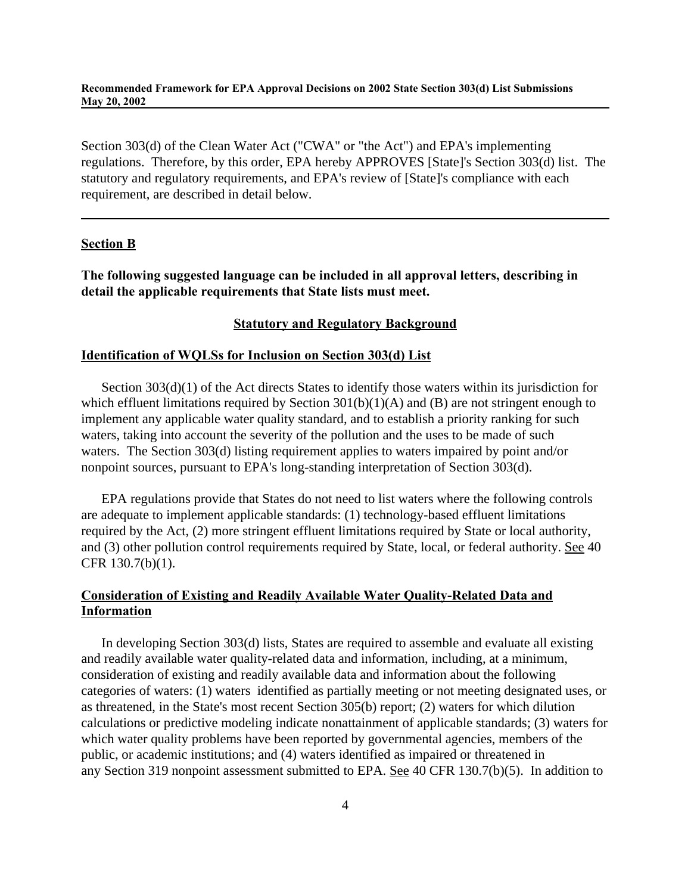Section 303(d) of the Clean Water Act ("CWA" or "the Act") and EPA's implementing regulations. Therefore, by this order, EPA hereby APPROVES [State]'s Section 303(d) list. The statutory and regulatory requirements, and EPA's review of [State]'s compliance with each requirement, are described in detail below.

---

## Section B

**The following suggested language can be included in all approval letters, describing in detail the applicable requirements that State lists must meet.**

### Statutory and Regulatory Background

#### Identification of WQLSs for Inclusion on Section 303(d) List

Section 303(d)(1) of the Act directs States to identify those waters within its jurisdiction for which effluent limitations required by Section 301(b)(1)(A) and (B) are not stringent enough to implement any applicable water quality standard, and to establish a priority ranking for such waters, taking into account the severity of the pollution and the uses to be made of such waters. The Section 303(d) listing requirement applies to waters impaired by point and/or nonpoint sources, pursuant to EPA's long-standing interpretation of Section 303(d).

EPA regulations provide that States do not need to list waters where the following controls are adequate to implement applicable standards: (1) technology-based effluent limitations required by the Act, (2) more stringent effluent limitations required by State or local authority, and (3) other pollution control requirements required by State, local, or federal authority. See 40 CFR 130.7(b)(1).

#### Consideration of Existing and Readily Available Water Quality-Related Data and Information

In developing Section 303(d) lists, States are required to assemble and evaluate all existing and readily available water quality-related data and information, including, at a minimum, consideration of existing and readily available data and information about the following categories of waters: (1) waters identified as partially meeting or not meeting designated uses, or as threatened, in the State's most recent Section 305(b) report; (2) waters for which dilution calculations or predictive modeling indicate nonattainment of applicable standards; (3) waters for which water quality problems have been reported by governmental agencies, members of the public, or academic institutions; and (4) waters identified as impaired or threatened in any Section 319 nonpoint assessment submitted to EPA. See 40 CFR 130.7(b)(5). In addition to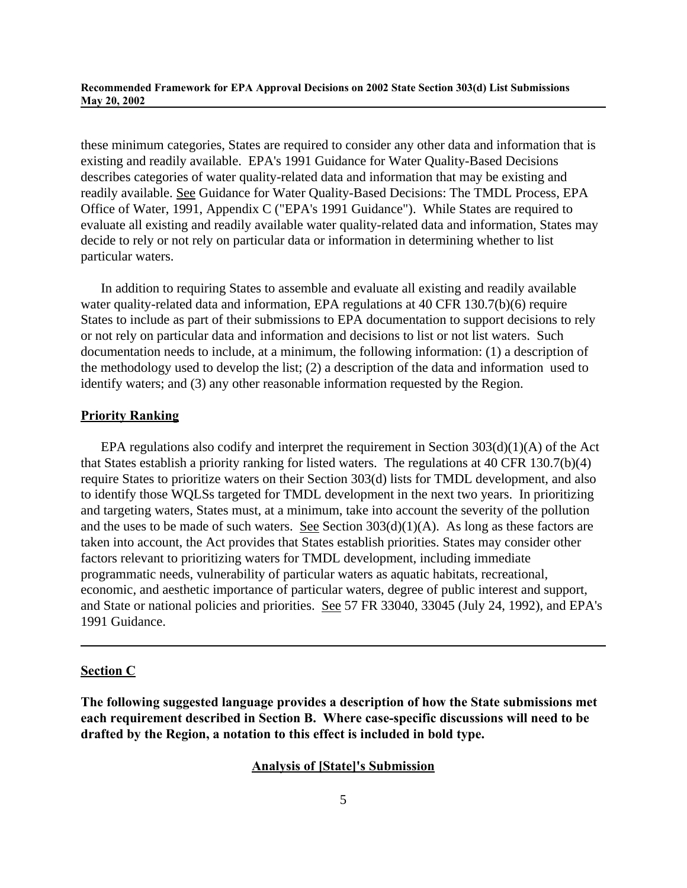these minimum categories, States are required to consider any other data and information that is existing and readily available. EPA's 1991 Guidance for Water Quality-Based Decisions describes categories of water quality-related data and information that may be existing and readily available. See Guidance for Water Quality-Based Decisions: The TMDL Process, EPA Office of Water, 1991, Appendix C ("EPA's 1991 Guidance"). While States are required to evaluate all existing and readily available water quality-related data and information, States may decide to rely or not rely on particular data or information in determining whether to list particular waters.

In addition to requiring States to assemble and evaluate all existing and readily available water quality-related data and information, EPA regulations at 40 CFR 130.7(b)(6) require States to include as part of their submissions to EPA documentation to support decisions to rely or not rely on particular data and information and decisions to list or not list waters. Such documentation needs to include, at a minimum, the following information: (1) a description of the methodology used to develop the list; (2) a description of the data and information used to identify waters; and (3) any other reasonable information requested by the Region.

**Priority Ranking**

EPA regulations also codify and interpret the requirement in Section 303(d)(1)(A) of the Act that States establish a priority ranking for listed waters. The regulations at 40 CFR 130.7(b)(4) require States to prioritize waters on their Section 303(d) lists for TMDL development, and also to identify those WQLSs targeted for TMDL development in the next two years. In prioritizing and targeting waters, States must, at a minimum, take into account the severity of the pollution and the uses to be made of such waters. See Section 303(d)(1)(A). As long as these factors are taken into account, the Act provides that States establish priorities. States may consider other factors relevant to prioritizing waters for TMDL development, including immediate programmatic needs, vulnerability of particular waters as aquatic habitats, recreational, economic, and aesthetic importance of particular waters, degree of public interest and support, and State or national policies and priorities. See 57 FR 33040, 33045 (July 24, 1992), and EPA's 1991 Guidance.

---

## Section C

**The following suggested language provides a description of how the State submissions met each requirement described in Section B. Where case-specific discussions will need to be drafted by the Region, a notation to this effect is included in bold type.**

### Analysis of [State]'s Submission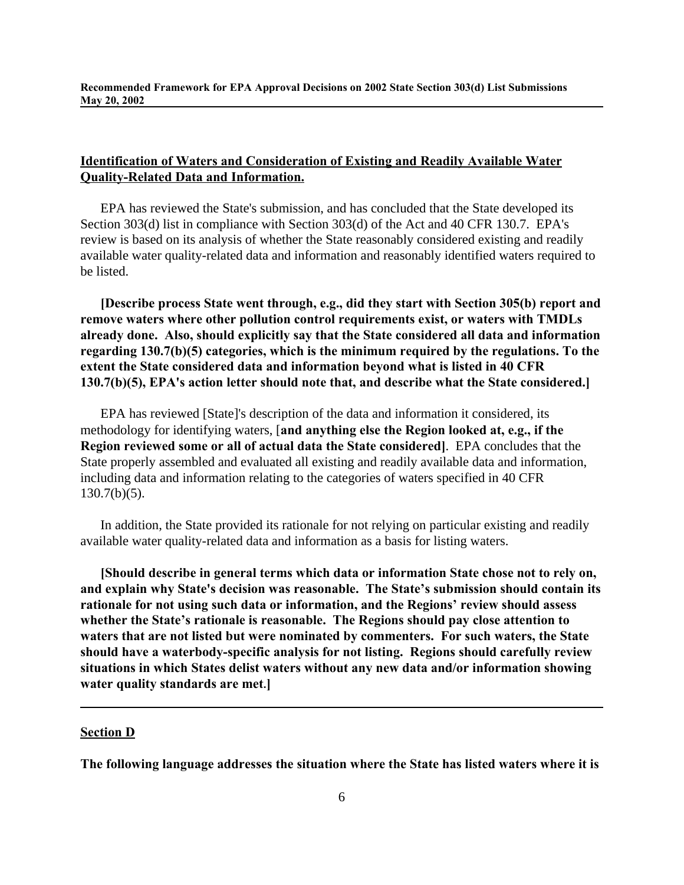**Identification of Waters and Consideration of Existing and Readily Available Water Quality-Related Data and Information.**

EPA has reviewed the State's submission, and has concluded that the State developed its Section 303(d) list in compliance with Section 303(d) of the Act and 40 CFR 130.7. EPA's review is based on its analysis of whether the State reasonably considered existing and readily available water quality-related data and information and reasonably identified waters required to be listed.

**[Describe process State went through, e.g., did they start with Section 305(b) report and remove waters where other pollution control requirements exist, or waters with TMDLs already done. Also, should explicitly say that the State considered all data and information regarding 130.7(b)(5) categories, which is the minimum required by the regulations. To the extent the State considered data and information beyond what is listed in 40 CFR 130.7(b)(5), EPA's action letter should note that, and describe what the State considered.]**

EPA has reviewed [State]'s description of the data and information it considered, its methodology for identifying waters, [**and anything else the Region looked at, e.g., if the Region reviewed some or all of actual data the State considered]**. EPA concludes that the State properly assembled and evaluated all existing and readily available data and information, including data and information relating to the categories of waters specified in 40 CFR 130.7(b)(5).

In addition, the State provided its rationale for not relying on particular existing and readily available water quality-related data and information as a basis for listing waters.

**[Should describe in general terms which data or information State chose not to rely on, and explain why State's decision was reasonable. The State's submission should contain its rationale for not using such data or information, and the Regions' review should assess whether the State's rationale is reasonable. The Regions should pay close attention to waters that are not listed but were nominated by commenters. For such waters, the State should have a waterbody-specific analysis for not listing. Regions should carefully review situations in which States delist waters without any new data and/or information showing water quality standards are met.]**

---

**Section D**

**The following language addresses the situation where the State has listed waters where it is**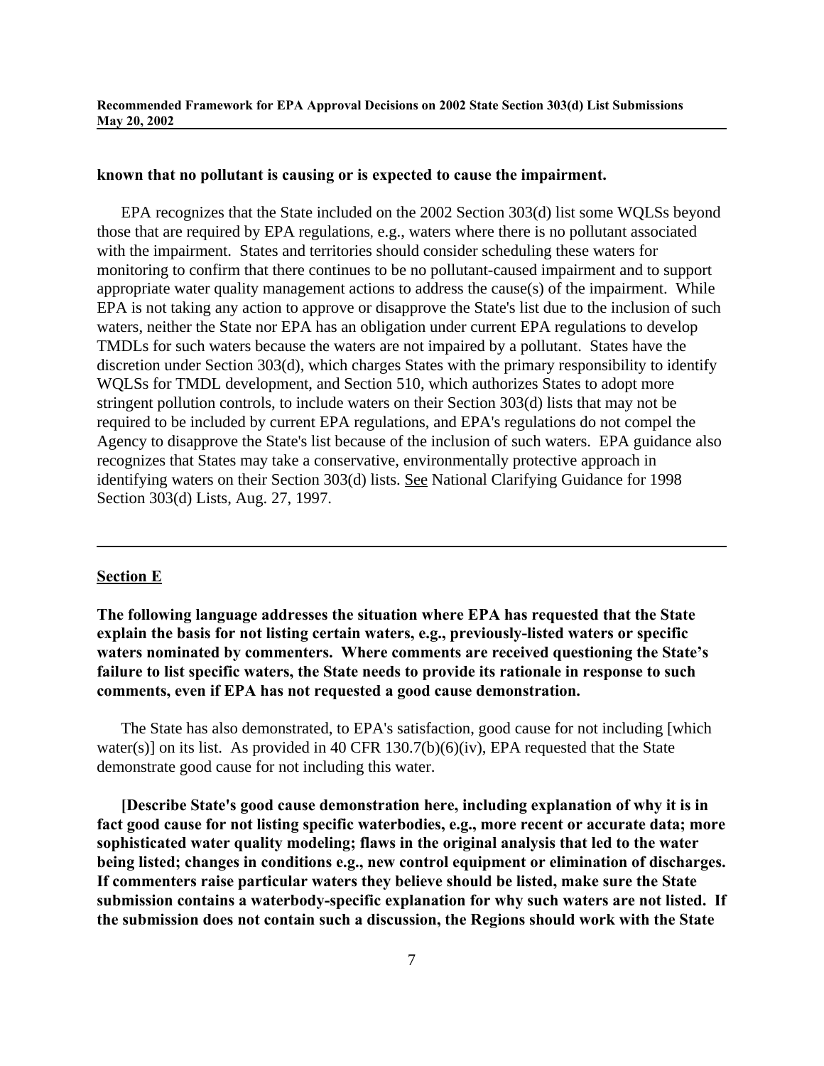**known that no pollutant is causing or is expected to cause the impairment.**

EPA recognizes that the State included on the 2002 Section 303(d) list some WQLSs beyond those that are required by EPA regulations, e.g., waters where there is no pollutant associated with the impairment. States and territories should consider scheduling these waters for monitoring to confirm that there continues to be no pollutant-caused impairment and to support appropriate water quality management actions to address the cause(s) of the impairment. While EPA is not taking any action to approve or disapprove the State's list due to the inclusion of such waters, neither the State nor EPA has an obligation under current EPA regulations to develop TMDLs for such waters because the waters are not impaired by a pollutant. States have the discretion under Section 303(d), which charges States with the primary responsibility to identify WQLSs for TMDL development, and Section 510, which authorizes States to adopt more stringent pollution controls, to include waters on their Section 303(d) lists that may not be required to be included by current EPA regulations, and EPA's regulations do not compel the Agency to disapprove the State's list because of the inclusion of such waters. EPA guidance also recognizes that States may take a conservative, environmentally protective approach in identifying waters on their Section 303(d) lists. See National Clarifying Guidance for 1998 Section 303(d) Lists, Aug. 27, 1997.

---

**Section E**

**The following language addresses the situation where EPA has requested that the State explain the basis for not listing certain waters, e.g., previously-listed waters or specific waters nominated by commenters. Where comments are received questioning the State's failure to list specific waters, the State needs to provide its rationale in response to such comments, even if EPA has not requested a good cause demonstration.**

The State has also demonstrated, to EPA's satisfaction, good cause for not including [which water(s)] on its list. As provided in 40 CFR 130.7(b)(6)(iv), EPA requested that the State demonstrate good cause for not including this water.

**[Describe State's good cause demonstration here, including explanation of why it is in fact good cause for not listing specific waterbodies, e.g., more recent or accurate data; more sophisticated water quality modeling; flaws in the original analysis that led to the water being listed; changes in conditions e.g., new control equipment or elimination of discharges. If commenters raise particular waters they believe should be listed, make sure the State submission contains a waterbody-specific explanation for why such waters are not listed. If the submission does not contain such a discussion, the Regions should work with the State**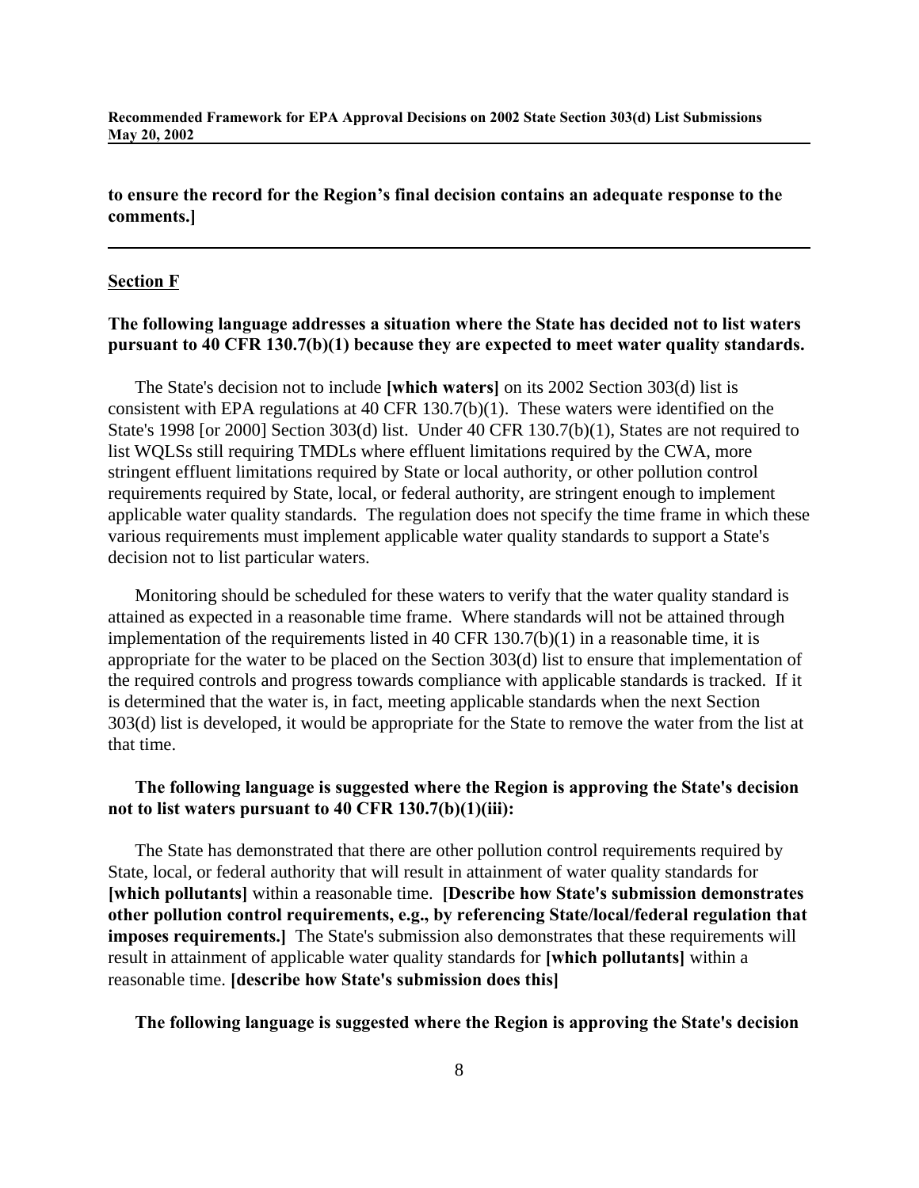**to ensure the record for the Region's final decision contains an adequate response to the comments.]**

---

**Section F**

**The following language addresses a situation where the State has decided not to list waters pursuant to 40 CFR 130.7(b)(1) because they are expected to meet water quality standards.**

The State's decision not to include **[which waters]** on its 2002 Section 303(d) list is consistent with EPA regulations at 40 CFR 130.7(b)(1). These waters were identified on the State's 1998 [or 2000] Section 303(d) list. Under 40 CFR 130.7(b)(1), States are not required to list WQLSs still requiring TMDLs where effluent limitations required by the CWA, more stringent effluent limitations required by State or local authority, or other pollution control requirements required by State, local, or federal authority, are stringent enough to implement applicable water quality standards. The regulation does not specify the time frame in which these various requirements must implement applicable water quality standards to support a State's decision not to list particular waters.

Monitoring should be scheduled for these waters to verify that the water quality standard is attained as expected in a reasonable time frame. Where standards will not be attained through implementation of the requirements listed in 40 CFR 130.7(b)(1) in a reasonable time, it is appropriate for the water to be placed on the Section 303(d) list to ensure that implementation of the required controls and progress towards compliance with applicable standards is tracked. If it is determined that the water is, in fact, meeting applicable standards when the next Section 303(d) list is developed, it would be appropriate for the State to remove the water from the list at that time.

**The following language is suggested where the Region is approving the State's decision not to list waters pursuant to 40 CFR 130.7(b)(1)(iii):**

The State has demonstrated that there are other pollution control requirements required by State, local, or federal authority that will result in attainment of water quality standards for **[which pollutants]** within a reasonable time. **[Describe how State's submission demonstrates other pollution control requirements, e.g., by referencing State/local/federal regulation that imposes requirements.]** The State's submission also demonstrates that these requirements will result in attainment of applicable water quality standards for **[which pollutants]** within a reasonable time. **[describe how State's submission does this]**

**The following language is suggested where the Region is approving the State's decision**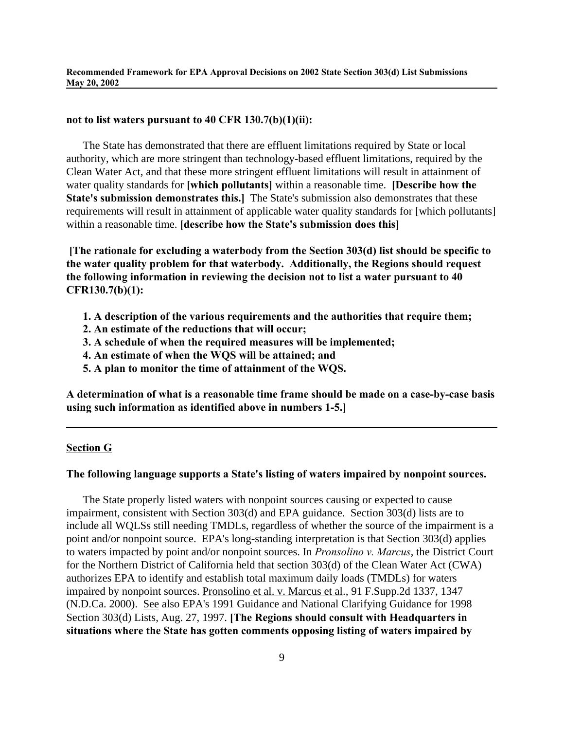**not to list waters pursuant to 40 CFR 130.7(b)(1)(ii):**

The State has demonstrated that there are effluent limitations required by State or local authority, which are more stringent than technology-based effluent limitations, required by the Clean Water Act, and that these more stringent effluent limitations will result in attainment of water quality standards for **[which pollutants]** within a reasonable time. **[Describe how the State's submission demonstrates this.]** The State's submission also demonstrates that these requirements will result in attainment of applicable water quality standards for [which pollutants] within a reasonable time. **[describe how the State's submission does this]**

**[The rationale for excluding a waterbody from the Section 303(d) list should be specific to the water quality problem for that waterbody. Additionally, the Regions should request the following information in reviewing the decision not to list a water pursuant to 40 CFR130.7(b)(1):**

1. **A description of the various requirements and the authorities that require them;**
2. **An estimate of the reductions that will occur;**
3. **A schedule of when the required measures will be implemented;**
4. **An estimate of when the WQS will be attained; and**
5. **A plan to monitor the time of attainment of the WQS.**

**A determination of what is a reasonable time frame should be made on a case-by-case basis using such information as identified above in numbers 1-5.]**

---

## Section G

**The following language supports a State's listing of waters impaired by nonpoint sources.**

The State properly listed waters with nonpoint sources causing or expected to cause impairment, consistent with Section 303(d) and EPA guidance. Section 303(d) lists are to include all WQLSs still needing TMDLs, regardless of whether the source of the impairment is a point and/or nonpoint source. EPA's long-standing interpretation is that Section 303(d) applies to waters impacted by point and/or nonpoint sources. In *Pronsolino v. Marcus*, the District Court for the Northern District of California held that section 303(d) of the Clean Water Act (CWA) authorizes EPA to identify and establish total maximum daily loads (TMDLs) for waters impaired by nonpoint sources. Pronsolino et al. v. Marcus et al., 91 F.Supp.2d 1337, 1347 (N.D.Ca. 2000). See also EPA's 1991 Guidance and National Clarifying Guidance for 1998 Section 303(d) Lists, Aug. 27, 1997. **[The Regions should consult with Headquarters in situations where the State has gotten comments opposing listing of waters impaired by**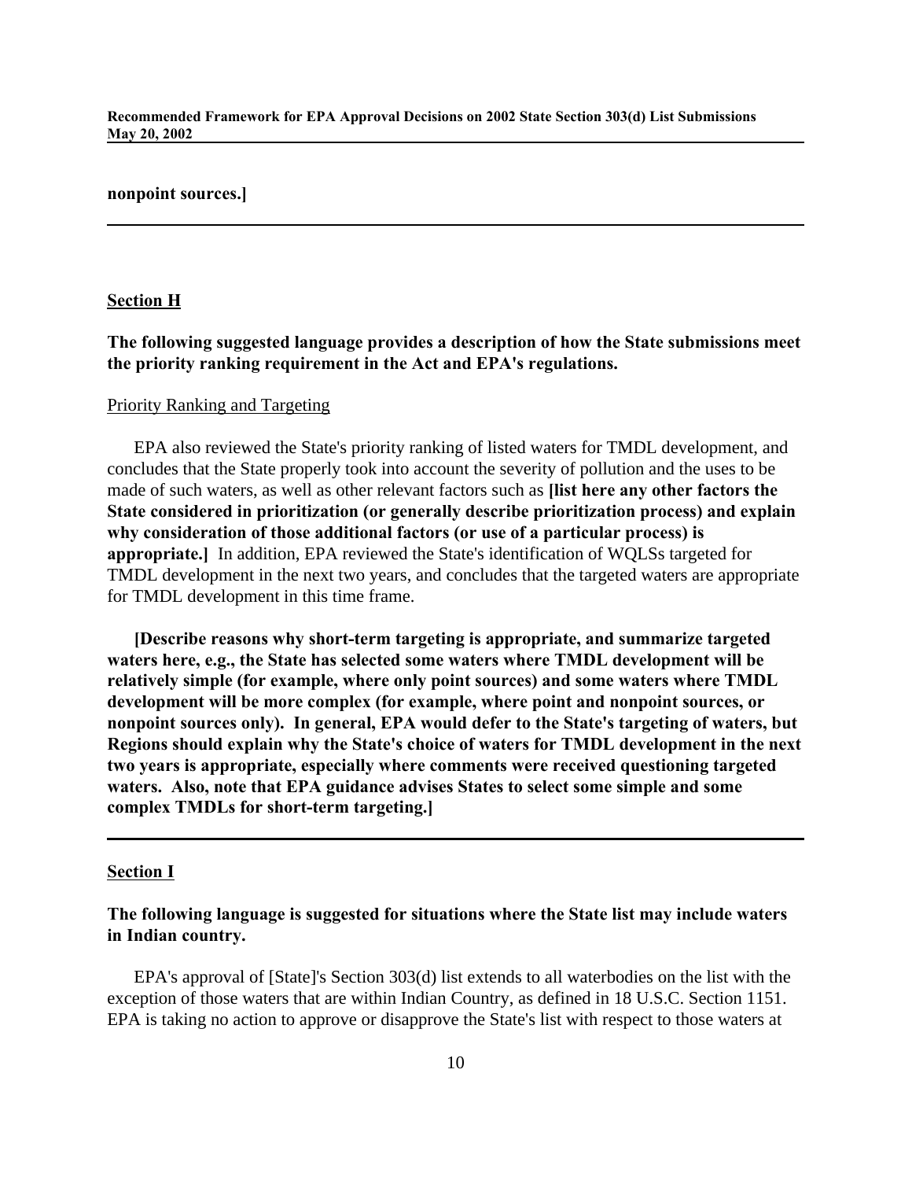**nonpoint sources.]**

---

**Section H**

**The following suggested language provides a description of how the State submissions meet the priority ranking requirement in the Act and EPA's regulations.**

Priority Ranking and Targeting

EPA also reviewed the State's priority ranking of listed waters for TMDL development, and concludes that the State properly took into account the severity of pollution and the uses to be made of such waters, as well as other relevant factors such as **[list here any other factors the State considered in prioritization (or generally describe prioritization process) and explain why consideration of those additional factors (or use of a particular process) is appropriate.]** In addition, EPA reviewed the State's identification of WQLSs targeted for TMDL development in the next two years, and concludes that the targeted waters are appropriate for TMDL development in this time frame.

**[Describe reasons why short-term targeting is appropriate, and summarize targeted waters here, e.g., the State has selected some waters where TMDL development will be relatively simple (for example, where only point sources) and some waters where TMDL development will be more complex (for example, where point and nonpoint sources, or nonpoint sources only). In general, EPA would defer to the State's targeting of waters, but Regions should explain why the State's choice of waters for TMDL development in the next two years is appropriate, especially where comments were received questioning targeted waters. Also, note that EPA guidance advises States to select some simple and some complex TMDLs for short-term targeting.]**

---

**Section I**

**The following language is suggested for situations where the State list may include waters in Indian country.**

EPA's approval of [State]'s Section 303(d) list extends to all waterbodies on the list with the exception of those waters that are within Indian Country, as defined in 18 U.S.C. Section 1151. EPA is taking no action to approve or disapprove the State's list with respect to those waters at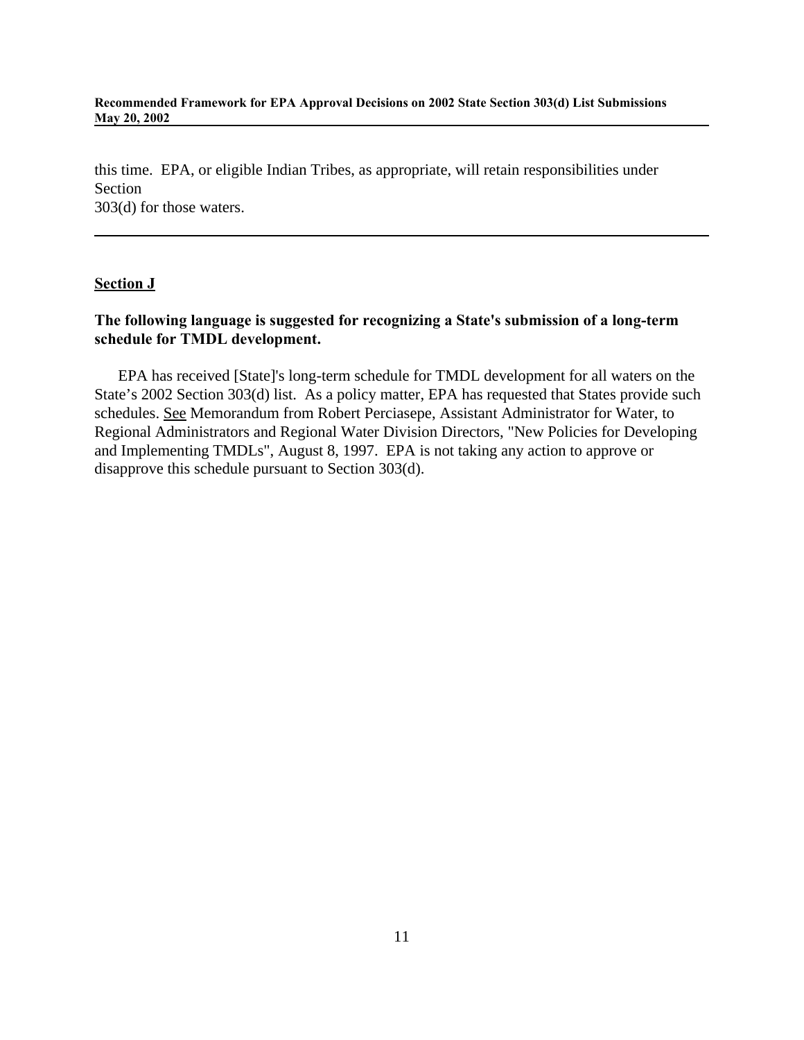this time. EPA, or eligible Indian Tribes, as appropriate, will retain responsibilities under Section 303(d) for those waters.

---

## Section J

**The following language is suggested for recognizing a State's submission of a long-term schedule for TMDL development.**

EPA has received [State]'s long-term schedule for TMDL development for all waters on the State's 2002 Section 303(d) list. As a policy matter, EPA has requested that States provide such schedules. See Memorandum from Robert Perciasepe, Assistant Administrator for Water, to Regional Administrators and Regional Water Division Directors, "New Policies for Developing and Implementing TMDLs", August 8, 1997. EPA is not taking any action to approve or disapprove this schedule pursuant to Section 303(d).